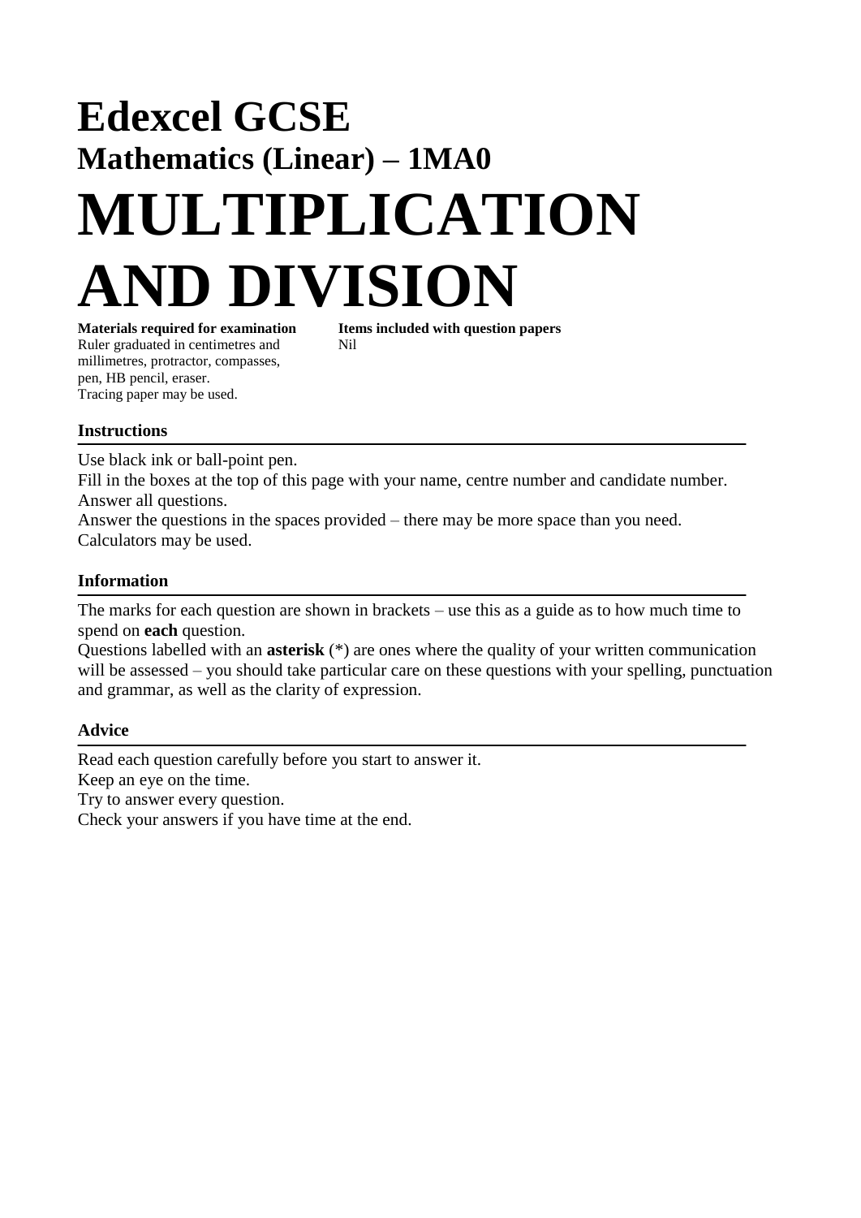# Edexcel GCSE

## Mathematics (Linear) – 1MA0

# MULTIPLICATION AND DIVISION

**Materials required for examination**
Ruler graduated in centimetres and millimetres, protractor, compasses, pen, HB pencil, eraser.
Tracing paper may be used.

**Items included with question papers**
Nil

### Instructions

Use black ink or ball-point pen.
Fill in the boxes at the top of this page with your name, centre number and candidate number.
Answer all questions.
Answer the questions in the spaces provided – there may be more space than you need.
Calculators may be used.

### Information

The marks for each question are shown in brackets – use this as a guide as to how much time to spend on **each** question.
Questions labelled with an **asterisk** (*) are ones where the quality of your written communication will be assessed – you should take particular care on these questions with your spelling, punctuation and grammar, as well as the clarity of expression.

### Advice

Read each question carefully before you start to answer it.
Keep an eye on the time.
Try to answer every question.
Check your answers if you have time at the end.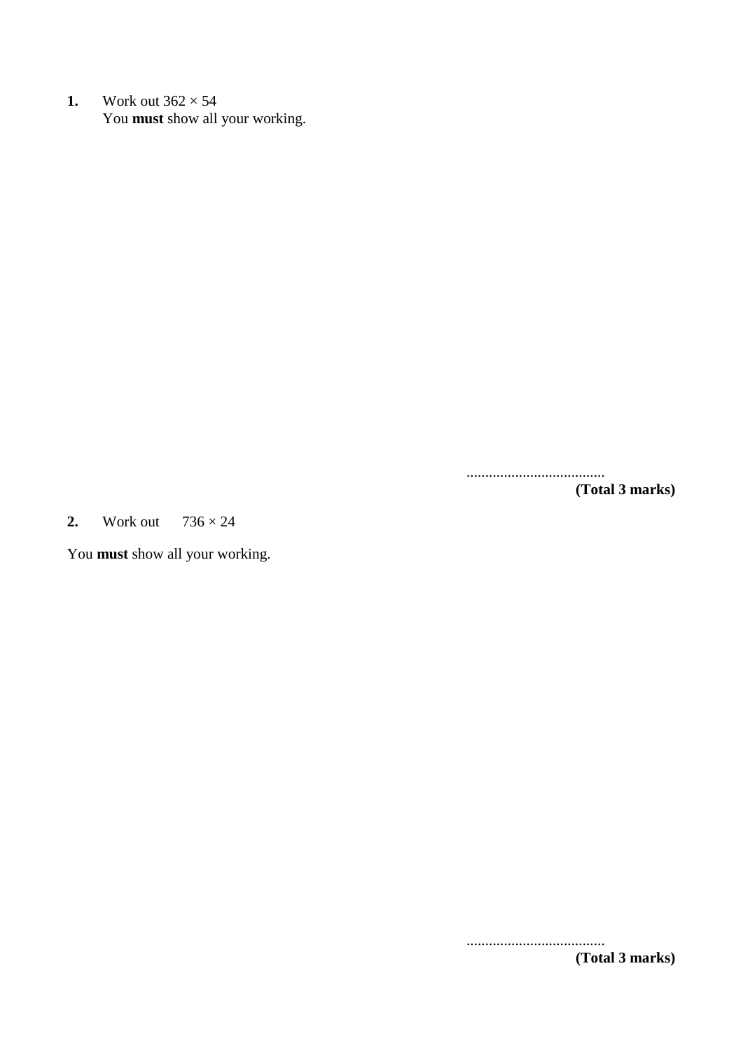**1.** Work out $362 \times 54$
You **must** show all your working.

....................................

**(Total 3 marks)**

**2.** Work out $736 \times 24$

You **must** show all your working.

....................................

**(Total 3 marks)**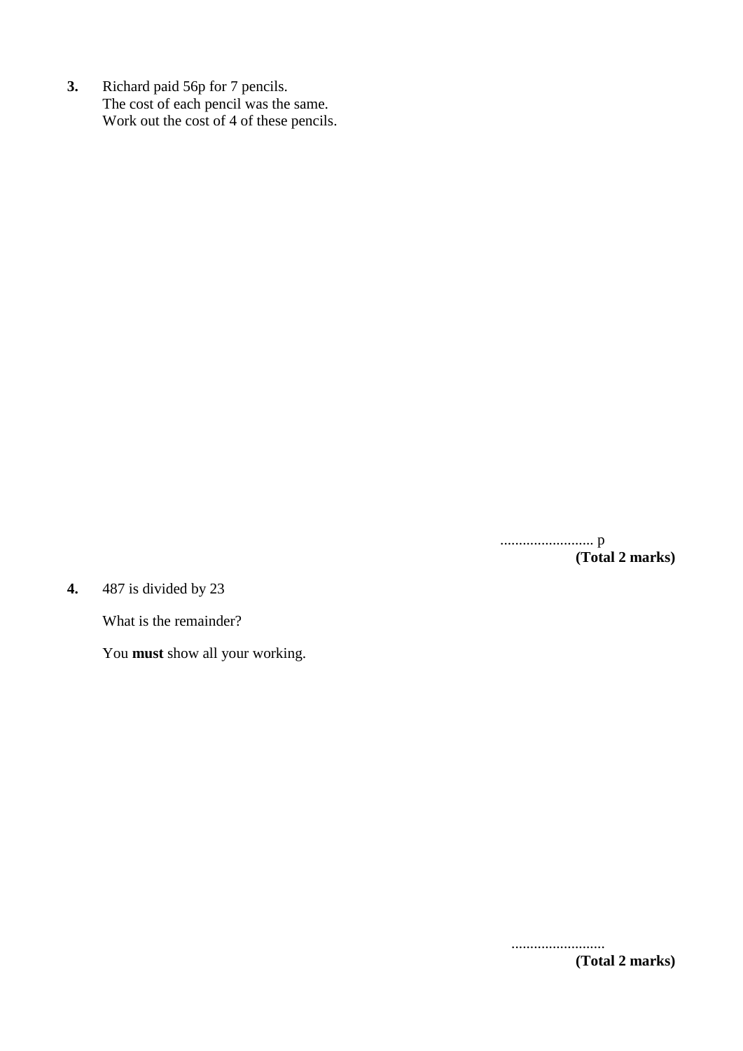**3.** Richard paid 56p for 7 pencils.
The cost of each pencil was the same.
Work out the cost of 4 of these pencils.

......................... p

**(Total 2 marks)**

**4.** 487 is divided by 23

What is the remainder?

You **must** show all your working.

.........................

**(Total 2 marks)**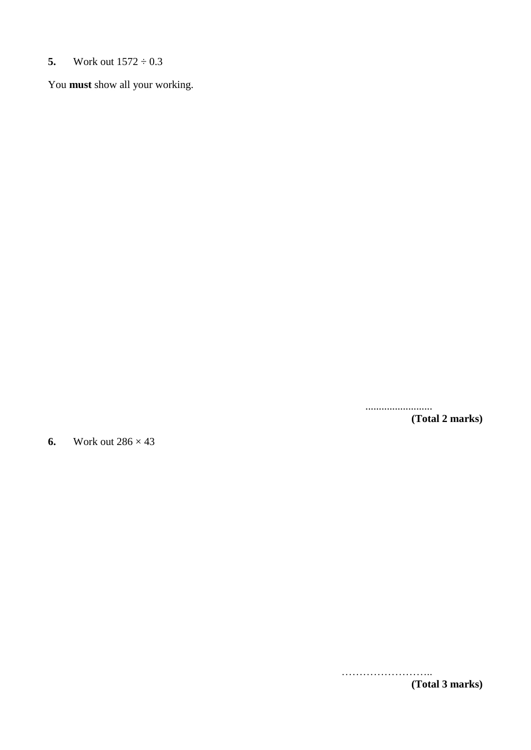**5.** Work out $1572 \div 0.3$

You **must** show all your working.

.........................

**(Total 2 marks)**

**6.** Work out $286 \times 43$

……………………..

**(Total 3 marks)**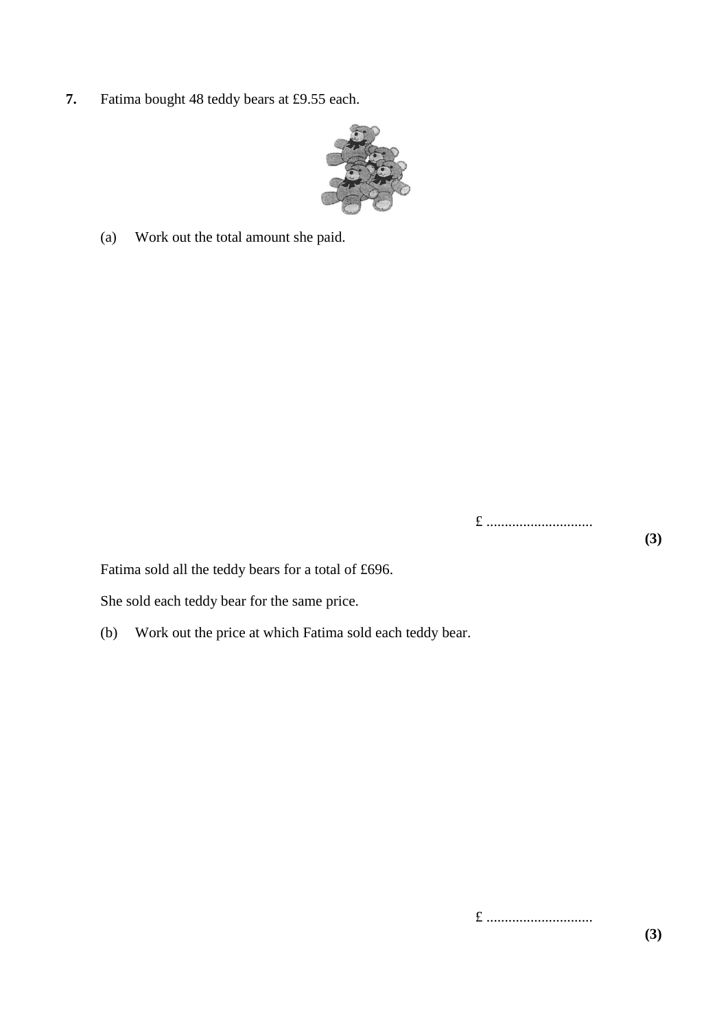**7.** Fatima bought 48 teddy bears at £9.55 each.

(a) Work out the total amount she paid.

£ ............................

**(3)**

Fatima sold all the teddy bears for a total of £696.

She sold each teddy bear for the same price.

(b) Work out the price at which Fatima sold each teddy bear.

£ ............................

**(3)**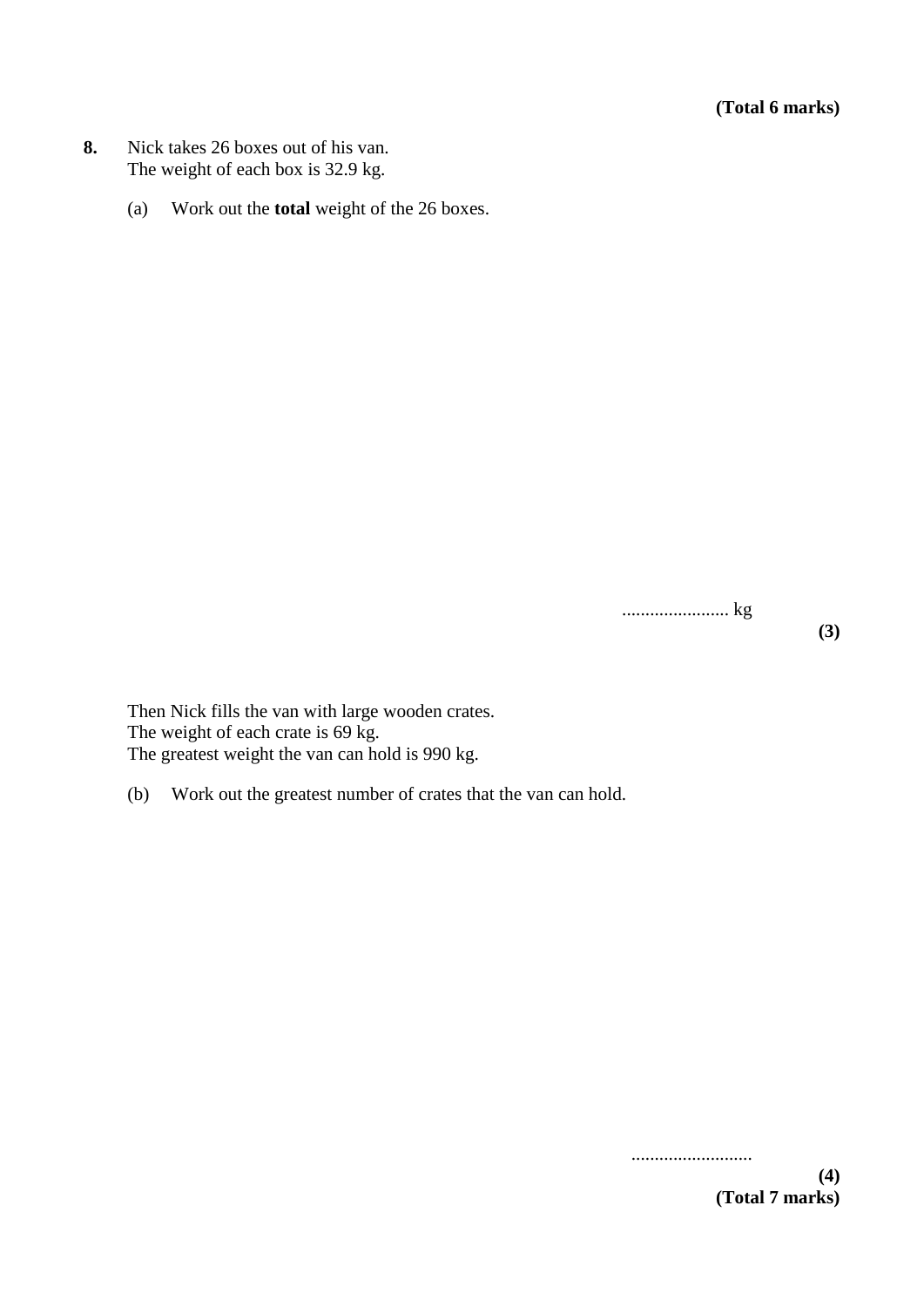**(Total 6 marks)**

**8.** Nick takes 26 boxes out of his van.
The weight of each box is 32.9 kg.

(a) Work out the **total** weight of the 26 boxes.

....................... kg

**(3)**

Then Nick fills the van with large wooden crates.
The weight of each crate is 69 kg.
The greatest weight the van can hold is 990 kg.

(b) Work out the greatest number of crates that the van can hold.

..........................

**(4)**

**(Total 7 marks)**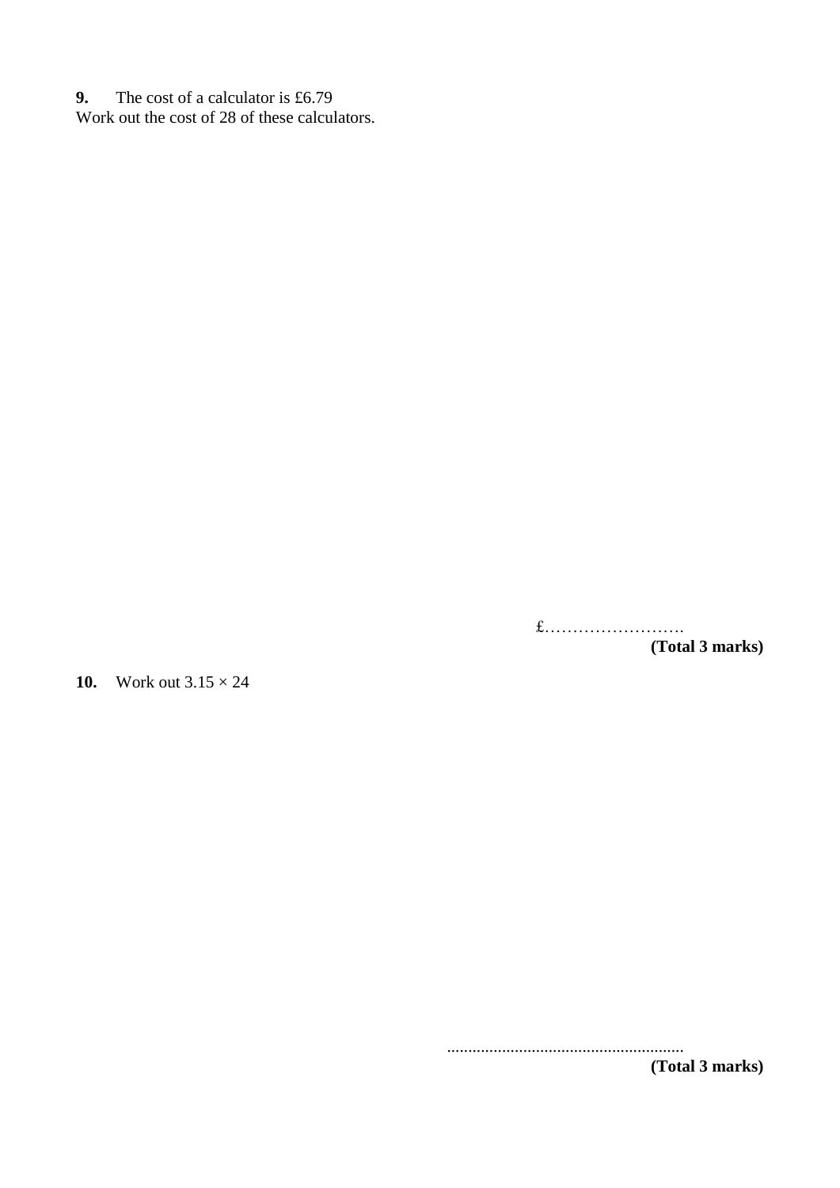**9.** The cost of a calculator is £6.79
Work out the cost of 28 of these calculators.

£……………………
**(Total 3 marks)**

**10.** Work out $3.15 \times 24$

........................................................
**(Total 3 marks)**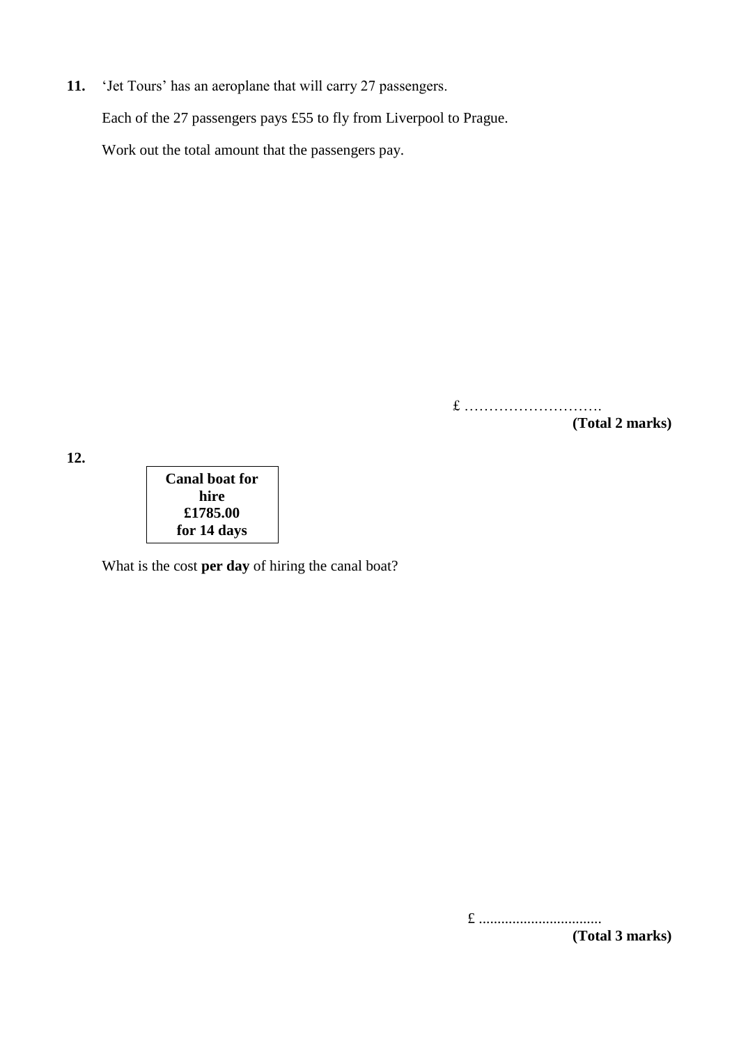**11.** 'Jet Tours' has an aeroplane that will carry 27 passengers.

Each of the 27 passengers pays £55 to fly from Liverpool to Prague.

Work out the total amount that the passengers pay.

£ ……………………….

**(Total 2 marks)**

**12.**

| **Canal boat for hire £1785.00 for 14 days** |
|---|

What is the cost **per day** of hiring the canal boat?

£ ................................

**(Total 3 marks)**